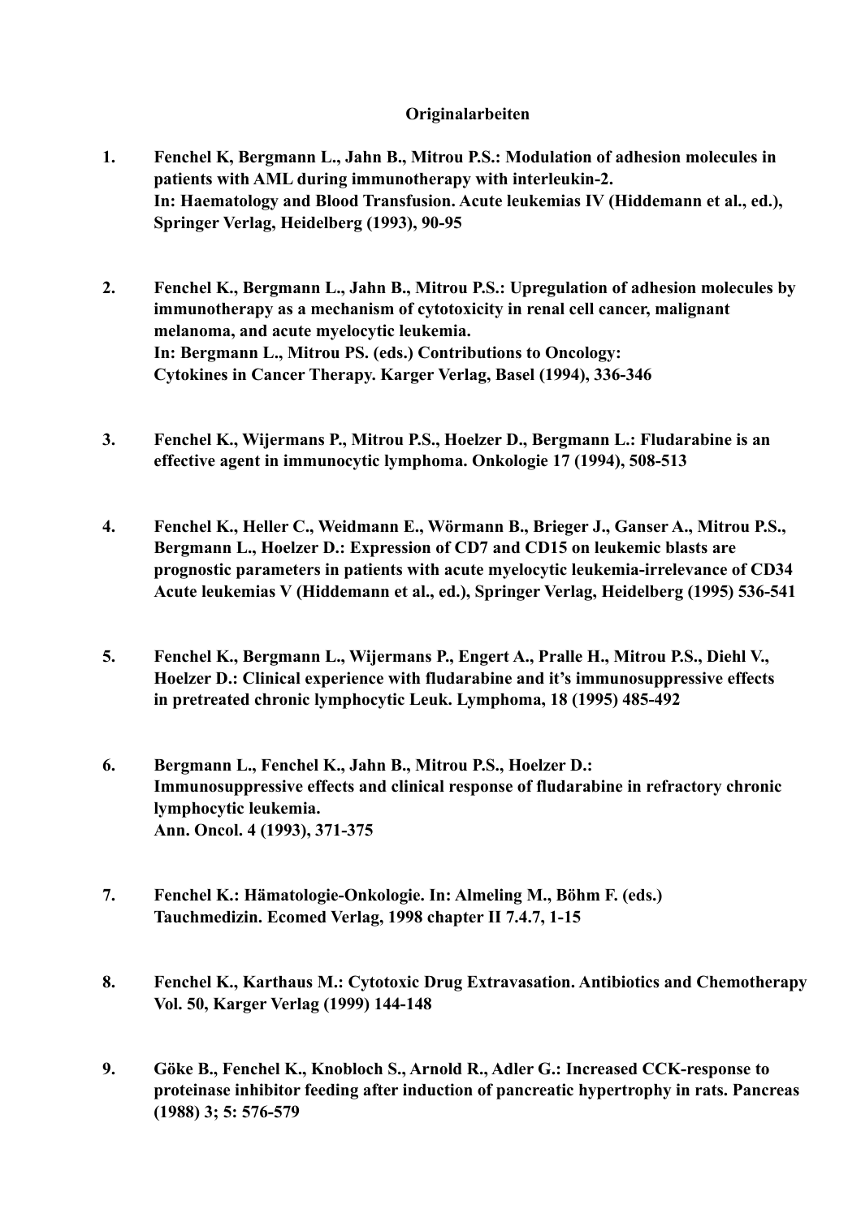**Originalarbeiten**

1. **Fenchel K, Bergmann L., Jahn B., Mitrou P.S.: Modulation of adhesion molecules in patients with AML during immunotherapy with interleukin-2.
In: Haematology and Blood Transfusion. Acute leukemias IV (Hiddemann et al., ed.), Springer Verlag, Heidelberg (1993), 90-95**

2. **Fenchel K., Bergmann L., Jahn B., Mitrou P.S.: Upregulation of adhesion molecules by immunotherapy as a mechanism of cytotoxicity in renal cell cancer, malignant melanoma, and acute myelocytic leukemia.
In: Bergmann L., Mitrou PS. (eds.) Contributions to Oncology:
Cytokines in Cancer Therapy. Karger Verlag, Basel (1994), 336-346**

3. **Fenchel K., Wijermans P., Mitrou P.S., Hoelzer D., Bergmann L.: Fludarabine is an effective agent in immunocytic lymphoma. Onkologie 17 (1994), 508-513**

4. **Fenchel K., Heller C., Weidmann E., Wörmann B., Brieger J., Ganser A., Mitrou P.S., Bergmann L., Hoelzer D.: Expression of CD7 and CD15 on leukemic blasts are prognostic parameters in patients with acute myelocytic leukemia-irrelevance of CD34 Acute leukemias V (Hiddemann et al., ed.), Springer Verlag, Heidelberg (1995) 536-541**

5. **Fenchel K., Bergmann L., Wijermans P., Engert A., Pralle H., Mitrou P.S., Diehl V., Hoelzer D.: Clinical experience with fludarabine and it's immunosuppressive effects in pretreated chronic lymphocytic Leuk. Lymphoma, 18 (1995) 485-492**

6. **Bergmann L., Fenchel K., Jahn B., Mitrou P.S., Hoelzer D.:
Immunosuppressive effects and clinical response of fludarabine in refractory chronic lymphocytic leukemia.
Ann. Oncol. 4 (1993), 371-375**

7. **Fenchel K.: Hämatologie-Onkologie. In: Almeling M., Böhm F. (eds.)
Tauchmedizin. Ecomed Verlag, 1998 chapter II 7.4.7, 1-15**

8. **Fenchel K., Karthaus M.: Cytotoxic Drug Extravasation. Antibiotics and Chemotherapy Vol. 50, Karger Verlag (1999) 144-148**

9. **Göke B., Fenchel K., Knobloch S., Arnold R., Adler G.: Increased CCK-response to proteinase inhibitor feeding after induction of pancreatic hypertrophy in rats. Pancreas (1988) 3; 5: 576-579**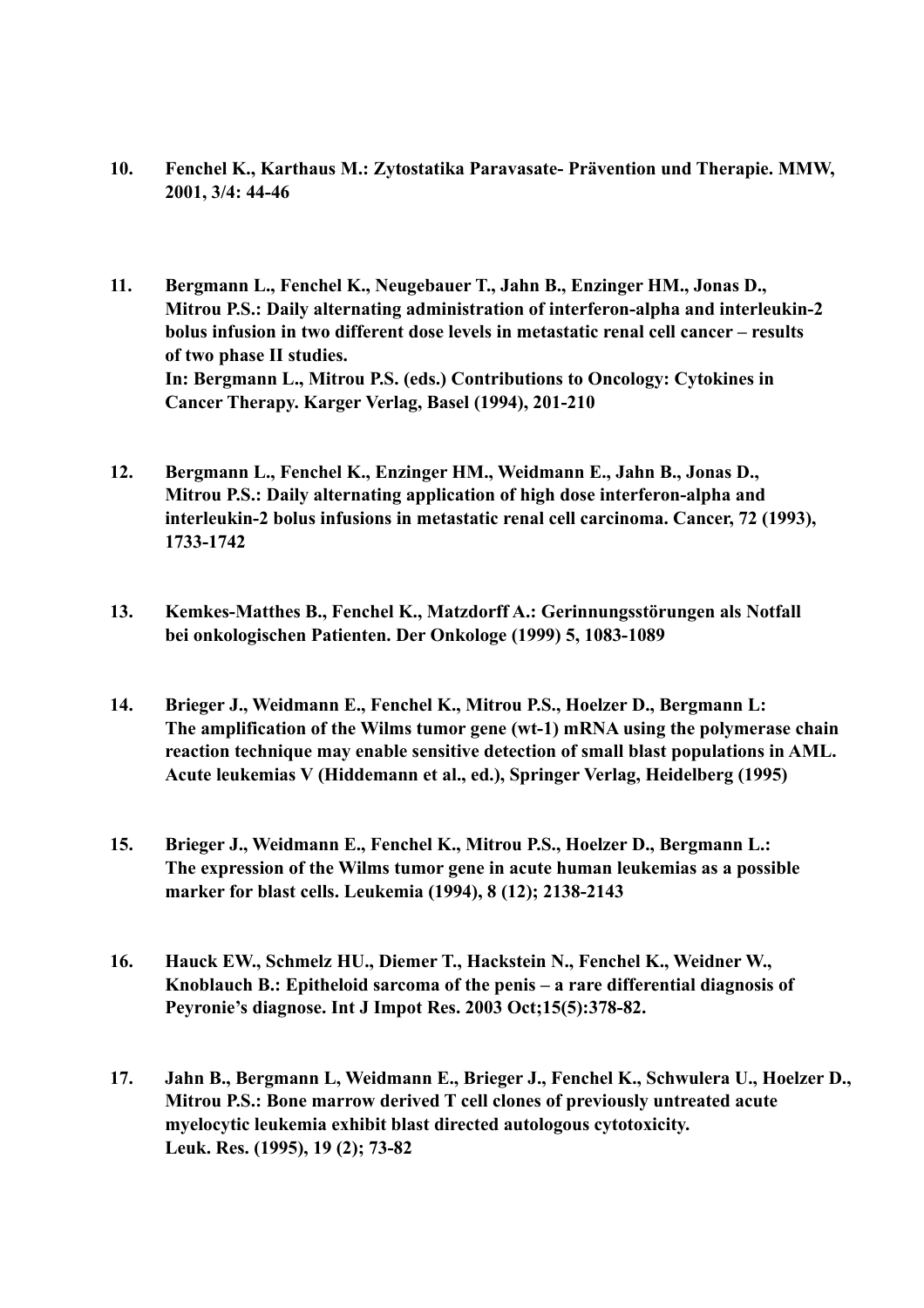10. **Fenchel K., Karthaus M.: Zytostatika Paravasate- Prävention und Therapie. MMW, 2001, 3/4: 44-46**

11. **Bergmann L., Fenchel K., Neugebauer T., Jahn B., Enzinger HM., Jonas D., Mitrou P.S.: Daily alternating administration of interferon-alpha and interleukin-2 bolus infusion in two different dose levels in metastatic renal cell cancer – results of two phase II studies.**
    **In: Bergmann L., Mitrou P.S. (eds.) Contributions to Oncology: Cytokines in Cancer Therapy. Karger Verlag, Basel (1994), 201-210**

12. **Bergmann L., Fenchel K., Enzinger HM., Weidmann E., Jahn B., Jonas D., Mitrou P.S.: Daily alternating application of high dose interferon-alpha and interleukin-2 bolus infusions in metastatic renal cell carcinoma. Cancer, 72 (1993), 1733-1742**

13. **Kemkes-Matthes B., Fenchel K., Matzdorff A.: Gerinnungsstörungen als Notfall bei onkologischen Patienten. Der Onkologe (1999) 5, 1083-1089**

14. **Brieger J., Weidmann E., Fenchel K., Mitrou P.S., Hoelzer D., Bergmann L: The amplification of the Wilms tumor gene (wt-1) mRNA using the polymerase chain reaction technique may enable sensitive detection of small blast populations in AML. Acute leukemias V (Hiddemann et al., ed.), Springer Verlag, Heidelberg (1995)**

15. **Brieger J., Weidmann E., Fenchel K., Mitrou P.S., Hoelzer D., Bergmann L.: The expression of the Wilms tumor gene in acute human leukemias as a possible marker for blast cells. Leukemia (1994), 8 (12); 2138-2143**

16. **Hauck EW., Schmelz HU., Diemer T., Hackstein N., Fenchel K., Weidner W., Knoblauch B.: Epitheloid sarcoma of the penis – a rare differential diagnosis of Peyronie's diagnose. Int J Impot Res. 2003 Oct;15(5):378-82.**

17. **Jahn B., Bergmann L, Weidmann E., Brieger J., Fenchel K., Schwulera U., Hoelzer D., Mitrou P.S.: Bone marrow derived T cell clones of previously untreated acute myelocytic leukemia exhibit blast directed autologous cytotoxicity.**
    **Leuk. Res. (1995), 19 (2); 73-82**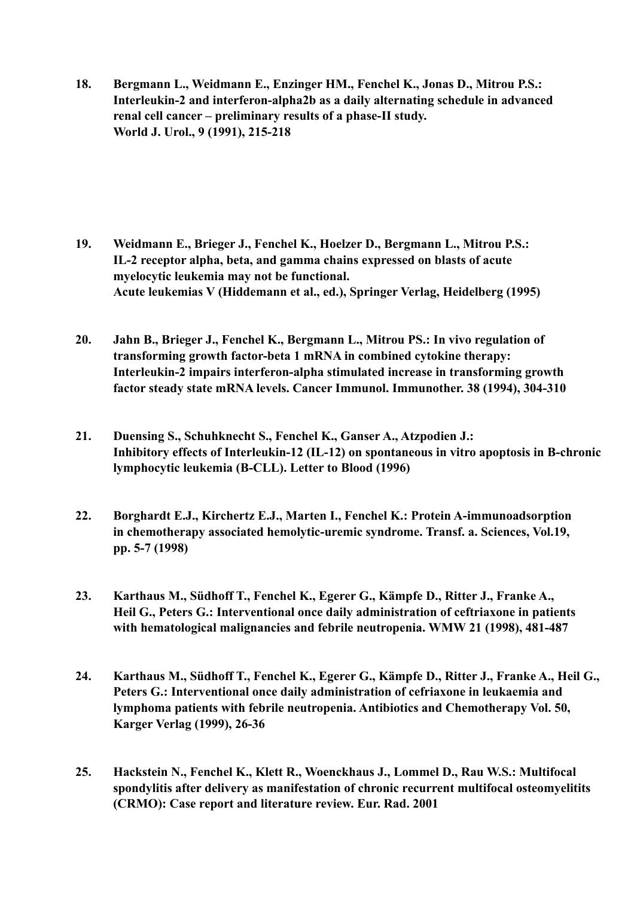18. **Bergmann L., Weidmann E., Enzinger HM., Fenchel K., Jonas D., Mitrou P.S.: Interleukin-2 and interferon-alpha2b as a daily alternating schedule in advanced renal cell cancer – preliminary results of a phase-II study. World J. Urol., 9 (1991), 215-218**

19. **Weidmann E., Brieger J., Fenchel K., Hoelzer D., Bergmann L., Mitrou P.S.: IL-2 receptor alpha, beta, and gamma chains expressed on blasts of acute myelocytic leukemia may not be functional. Acute leukemias V (Hiddemann et al., ed.), Springer Verlag, Heidelberg (1995)**

20. **Jahn B., Brieger J., Fenchel K., Bergmann L., Mitrou PS.: In vivo regulation of transforming growth factor-beta 1 mRNA in combined cytokine therapy: Interleukin-2 impairs interferon-alpha stimulated increase in transforming growth factor steady state mRNA levels. Cancer Immunol. Immunother. 38 (1994), 304-310**

21. **Duensing S., Schuhknecht S., Fenchel K., Ganser A., Atzpodien J.: Inhibitory effects of Interleukin-12 (IL-12) on spontaneous in vitro apoptosis in B-chronic lymphocytic leukemia (B-CLL). Letter to Blood (1996)**

22. **Borghardt E.J., Kirchertz E.J., Marten I., Fenchel K.: Protein A-immunoadsorption in chemotherapy associated hemolytic-uremic syndrome. Transf. a. Sciences, Vol.19, pp. 5-7 (1998)**

23. **Karthaus M., Südhoff T., Fenchel K., Egerer G., Kämpfe D., Ritter J., Franke A., Heil G., Peters G.: Interventional once daily administration of ceftriaxone in patients with hematological malignancies and febrile neutropenia. WMW 21 (1998), 481-487**

24. **Karthaus M., Südhoff T., Fenchel K., Egerer G., Kämpfe D., Ritter J., Franke A., Heil G., Peters G.: Interventional once daily administration of cefriaxone in leukaemia and lymphoma patients with febrile neutropenia. Antibiotics and Chemotherapy Vol. 50, Karger Verlag (1999), 26-36**

25. **Hackstein N., Fenchel K., Klett R., Woenckhaus J., Lommel D., Rau W.S.: Multifocal spondylitis after delivery as manifestation of chronic recurrent multifocal osteomyelitits (CRMO): Case report and literature review. Eur. Rad. 2001**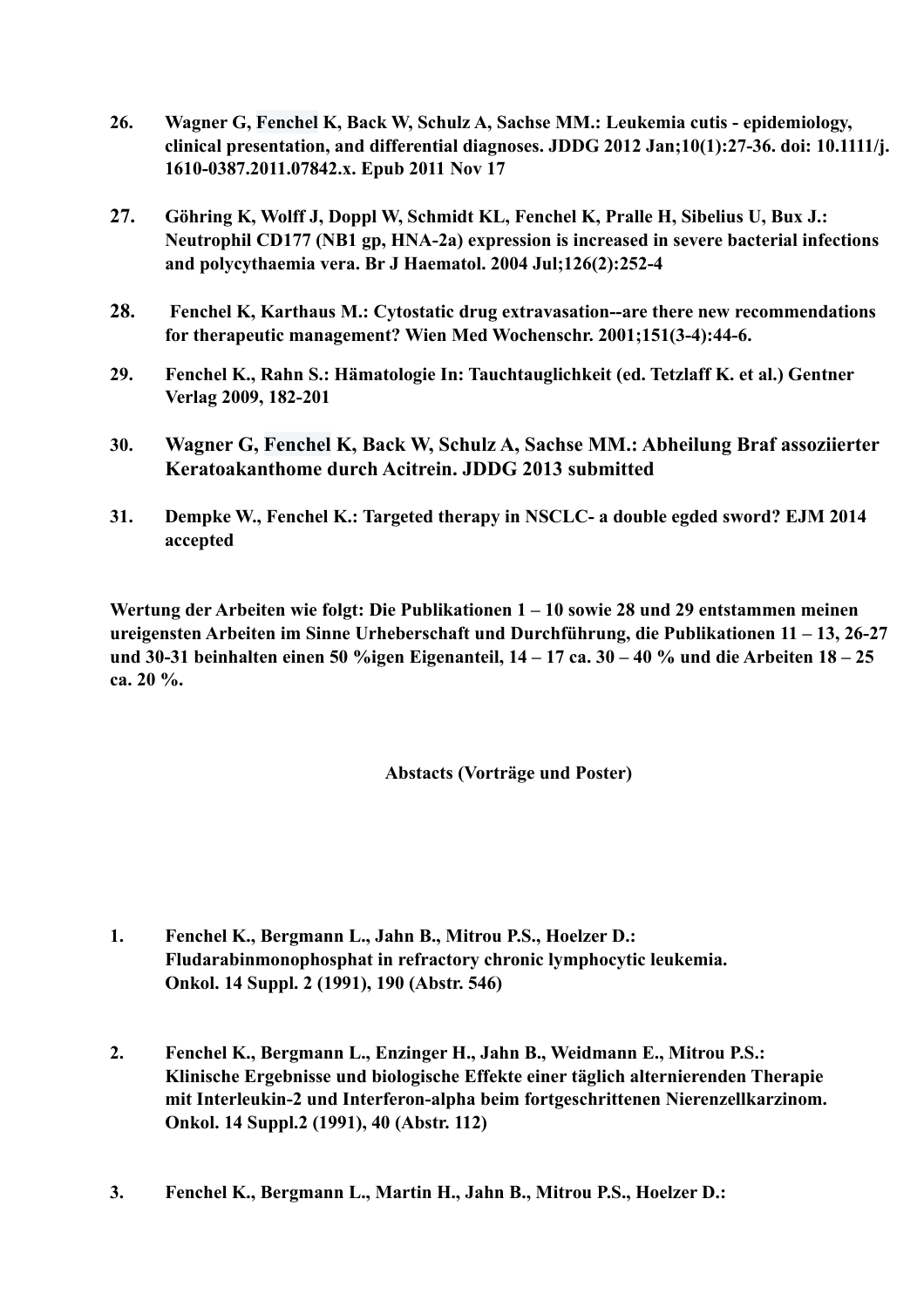26. **Wagner G, Fenchel K, Back W, Schulz A, Sachse MM.: Leukemia cutis - epidemiology, clinical presentation, and differential diagnoses. JDDG 2012 Jan;10(1):27-36. doi: 10.1111/j.1610-0387.2011.07842.x. Epub 2011 Nov 17**

27. **Göhring K, Wolff J, Doppl W, Schmidt KL, Fenchel K, Pralle H, Sibelius U, Bux J.: Neutrophil CD177 (NB1 gp, HNA-2a) expression is increased in severe bacterial infections and polycythaemia vera. Br J Haematol. 2004 Jul;126(2):252-4**

28. **Fenchel K, Karthaus M.: Cytostatic drug extravasation--are there new recommendations for therapeutic management? Wien Med Wochenschr. 2001;151(3-4):44-6.**

29. **Fenchel K., Rahn S.: Hämatologie In: Tauchtauglichkeit (ed. Tetzlaff K. et al.) Gentner Verlag 2009, 182-201**

30. **Wagner G, Fenchel K, Back W, Schulz A, Sachse MM.: Abheilung Braf assoziierter Keratoakanthome durch Acitrein. JDDG 2013 submitted**

31. **Dempke W., Fenchel K.: Targeted therapy in NSCLC- a double egded sword? EJM 2014 accepted**

**Wertung der Arbeiten wie folgt: Die Publikationen 1 – 10 sowie 28 und 29 entstammen meinen ureigensten Arbeiten im Sinne Urheberschaft und Durchführung, die Publikationen 11 – 13, 26-27 und 30-31 beinhalten einen 50 %igen Eigenanteil, 14 – 17 ca. 30 – 40 % und die Arbeiten 18 – 25 ca. 20 %.**

## Abstacts (Vorträge und Poster)

1. **Fenchel K., Bergmann L., Jahn B., Mitrou P.S., Hoelzer D.: Fludarabinmonophosphat in refractory chronic lymphocytic leukemia. Onkol. 14 Suppl. 2 (1991), 190 (Abstr. 546)**

2. **Fenchel K., Bergmann L., Enzinger H., Jahn B., Weidmann E., Mitrou P.S.: Klinische Ergebnisse und biologische Effekte einer täglich alternierenden Therapie mit Interleukin-2 und Interferon-alpha beim fortgeschrittenen Nierenzellkarzinom. Onkol. 14 Suppl.2 (1991), 40 (Abstr. 112)**

3. **Fenchel K., Bergmann L., Martin H., Jahn B., Mitrou P.S., Hoelzer D.:**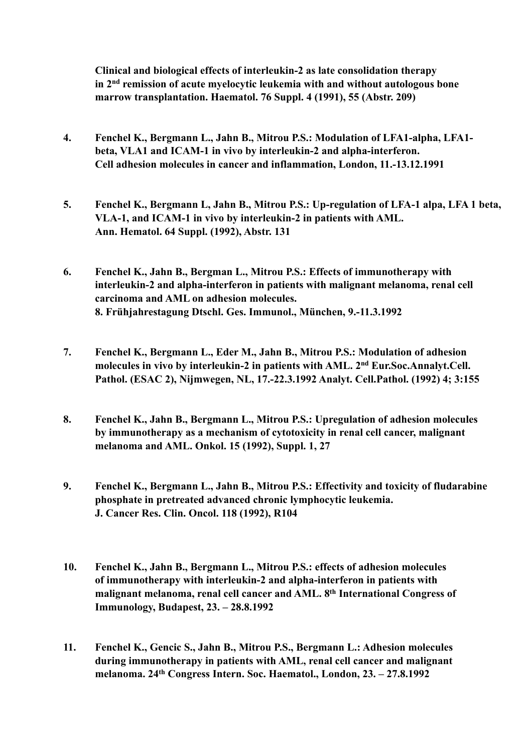**Clinical and biological effects of interleukin-2 as late consolidation therapy in 2nd remission of acute myelocytic leukemia with and without autologous bone marrow transplantation. Haematol. 76 Suppl. 4 (1991), 55 (Abstr. 209)**

4. **Fenchel K., Bergmann L., Jahn B., Mitrou P.S.: Modulation of LFA1-alpha, LFA1-beta, VLA1 and ICAM-1 in vivo by interleukin-2 and alpha-interferon. Cell adhesion molecules in cancer and inflammation, London, 11.-13.12.1991**

5. **Fenchel K., Bergmann L, Jahn B., Mitrou P.S.: Up-regulation of LFA-1 alpa, LFA 1 beta, VLA-1, and ICAM-1 in vivo by interleukin-2 in patients with AML. Ann. Hematol. 64 Suppl. (1992), Abstr. 131**

6. **Fenchel K., Jahn B., Bergman L., Mitrou P.S.: Effects of immunotherapy with interleukin-2 and alpha-interferon in patients with malignant melanoma, renal cell carcinoma and AML on adhesion molecules. 8. Frühjahrestagung Dtschl. Ges. Immunol., München, 9.-11.3.1992**

7. **Fenchel K., Bergmann L., Eder M., Jahn B., Mitrou P.S.: Modulation of adhesion molecules in vivo by interleukin-2 in patients with AML. 2nd Eur.Soc.Annalyt.Cell. Pathol. (ESAC 2), Nijmwegen, NL, 17.-22.3.1992 Analyt. Cell.Pathol. (1992) 4; 3:155**

8. **Fenchel K., Jahn B., Bergmann L., Mitrou P.S.: Upregulation of adhesion molecules by immunotherapy as a mechanism of cytotoxicity in renal cell cancer, malignant melanoma and AML. Onkol. 15 (1992), Suppl. 1, 27**

9. **Fenchel K., Bergmann L., Jahn B., Mitrou P.S.: Effectivity and toxicity of fludarabine phosphate in pretreated advanced chronic lymphocytic leukemia. J. Cancer Res. Clin. Oncol. 118 (1992), R104**

10. **Fenchel K., Jahn B., Bergmann L., Mitrou P.S.: effects of adhesion molecules of immunotherapy with interleukin-2 and alpha-interferon in patients with malignant melanoma, renal cell cancer and AML. 8th International Congress of Immunology, Budapest, 23. – 28.8.1992**

11. **Fenchel K., Gencic S., Jahn B., Mitrou P.S., Bergmann L.: Adhesion molecules during immunotherapy in patients with AML, renal cell cancer and malignant melanoma. 24th Congress Intern. Soc. Haematol., London, 23. – 27.8.1992**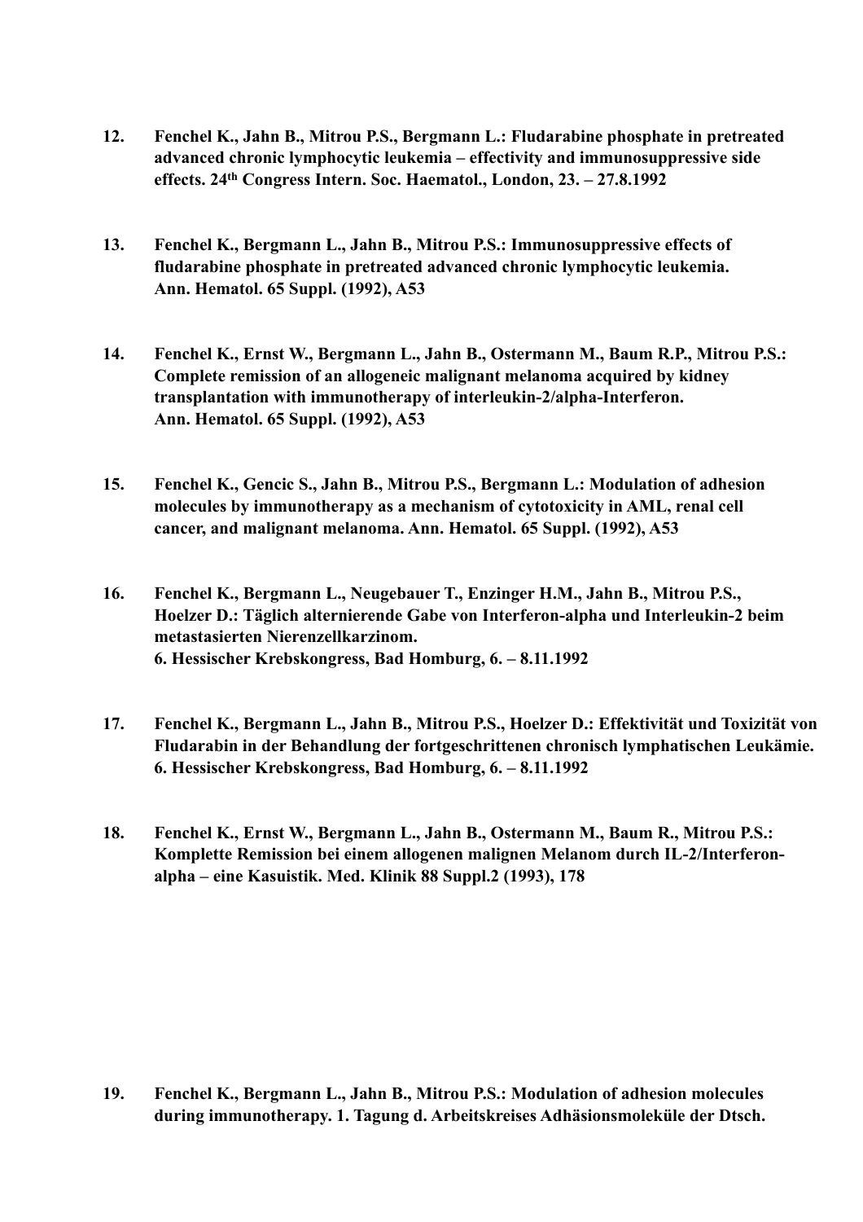12. **Fenchel K., Jahn B., Mitrou P.S., Bergmann L.: Fludarabine phosphate in pretreated advanced chronic lymphocytic leukemia – effectivity and immunosuppressive side effects. 24th Congress Intern. Soc. Haematol., London, 23. – 27.8.1992**

13. **Fenchel K., Bergmann L., Jahn B., Mitrou P.S.: Immunosuppressive effects of fludarabine phosphate in pretreated advanced chronic lymphocytic leukemia. Ann. Hematol. 65 Suppl. (1992), A53**

14. **Fenchel K., Ernst W., Bergmann L., Jahn B., Ostermann M., Baum R.P., Mitrou P.S.: Complete remission of an allogeneic malignant melanoma acquired by kidney transplantation with immunotherapy of interleukin-2/alpha-Interferon. Ann. Hematol. 65 Suppl. (1992), A53**

15. **Fenchel K., Gencic S., Jahn B., Mitrou P.S., Bergmann L.: Modulation of adhesion molecules by immunotherapy as a mechanism of cytotoxicity in AML, renal cell cancer, and malignant melanoma. Ann. Hematol. 65 Suppl. (1992), A53**

16. **Fenchel K., Bergmann L., Neugebauer T., Enzinger H.M., Jahn B., Mitrou P.S., Hoelzer D.: Täglich alternierende Gabe von Interferon-alpha und Interleukin-2 beim metastasierten Nierenzellkarzinom. 6. Hessischer Krebskongress, Bad Homburg, 6. – 8.11.1992**

17. **Fenchel K., Bergmann L., Jahn B., Mitrou P.S., Hoelzer D.: Effektivität und Toxizität von Fludarabin in der Behandlung der fortgeschrittenen chronisch lymphatischen Leukämie. 6. Hessischer Krebskongress, Bad Homburg, 6. – 8.11.1992**

18. **Fenchel K., Ernst W., Bergmann L., Jahn B., Ostermann M., Baum R., Mitrou P.S.: Komplette Remission bei einem allogenen malignen Melanom durch IL-2/Interferon-alpha – eine Kasuistik. Med. Klinik 88 Suppl.2 (1993), 178**

19. **Fenchel K., Bergmann L., Jahn B., Mitrou P.S.: Modulation of adhesion molecules during immunotherapy. 1. Tagung d. Arbeitskreises Adhäsionsmoleküle der Dtsch.**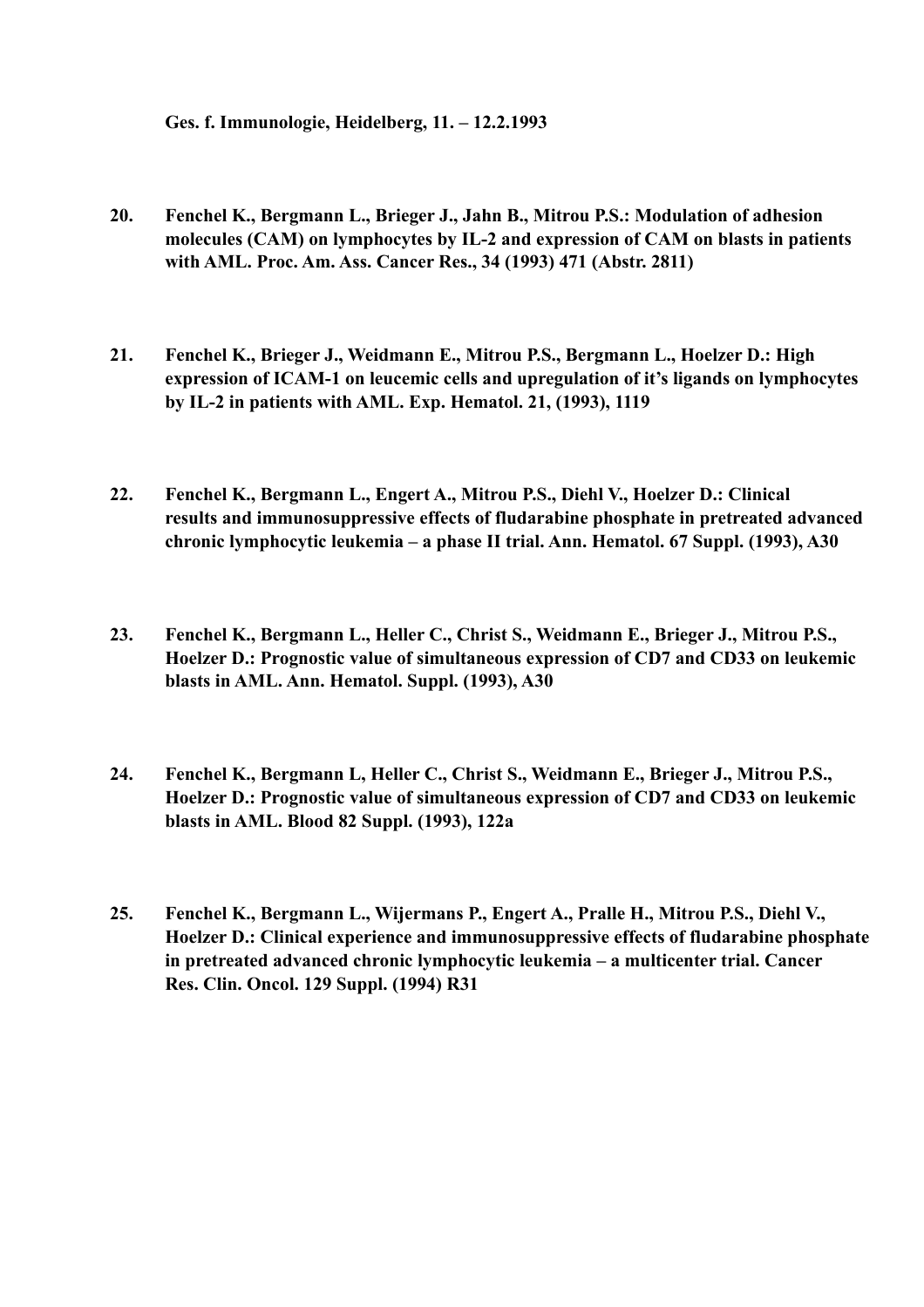**Ges. f. Immunologie, Heidelberg, 11. – 12.2.1993**

20. **Fenchel K., Bergmann L., Brieger J., Jahn B., Mitrou P.S.: Modulation of adhesion molecules (CAM) on lymphocytes by IL-2 and expression of CAM on blasts in patients with AML. Proc. Am. Ass. Cancer Res., 34 (1993) 471 (Abstr. 2811)**

21. **Fenchel K., Brieger J., Weidmann E., Mitrou P.S., Bergmann L., Hoelzer D.: High expression of ICAM-1 on leucemic cells and upregulation of it's ligands on lymphocytes by IL-2 in patients with AML. Exp. Hematol. 21, (1993), 1119**

22. **Fenchel K., Bergmann L., Engert A., Mitrou P.S., Diehl V., Hoelzer D.: Clinical results and immunosuppressive effects of fludarabine phosphate in pretreated advanced chronic lymphocytic leukemia – a phase II trial. Ann. Hematol. 67 Suppl. (1993), A30**

23. **Fenchel K., Bergmann L., Heller C., Christ S., Weidmann E., Brieger J., Mitrou P.S., Hoelzer D.: Prognostic value of simultaneous expression of CD7 and CD33 on leukemic blasts in AML. Ann. Hematol. Suppl. (1993), A30**

24. **Fenchel K., Bergmann L, Heller C., Christ S., Weidmann E., Brieger J., Mitrou P.S., Hoelzer D.: Prognostic value of simultaneous expression of CD7 and CD33 on leukemic blasts in AML. Blood 82 Suppl. (1993), 122a**

25. **Fenchel K., Bergmann L., Wijermans P., Engert A., Pralle H., Mitrou P.S., Diehl V., Hoelzer D.: Clinical experience and immunosuppressive effects of fludarabine phosphate in pretreated advanced chronic lymphocytic leukemia – a multicenter trial. Cancer Res. Clin. Oncol. 129 Suppl. (1994) R31**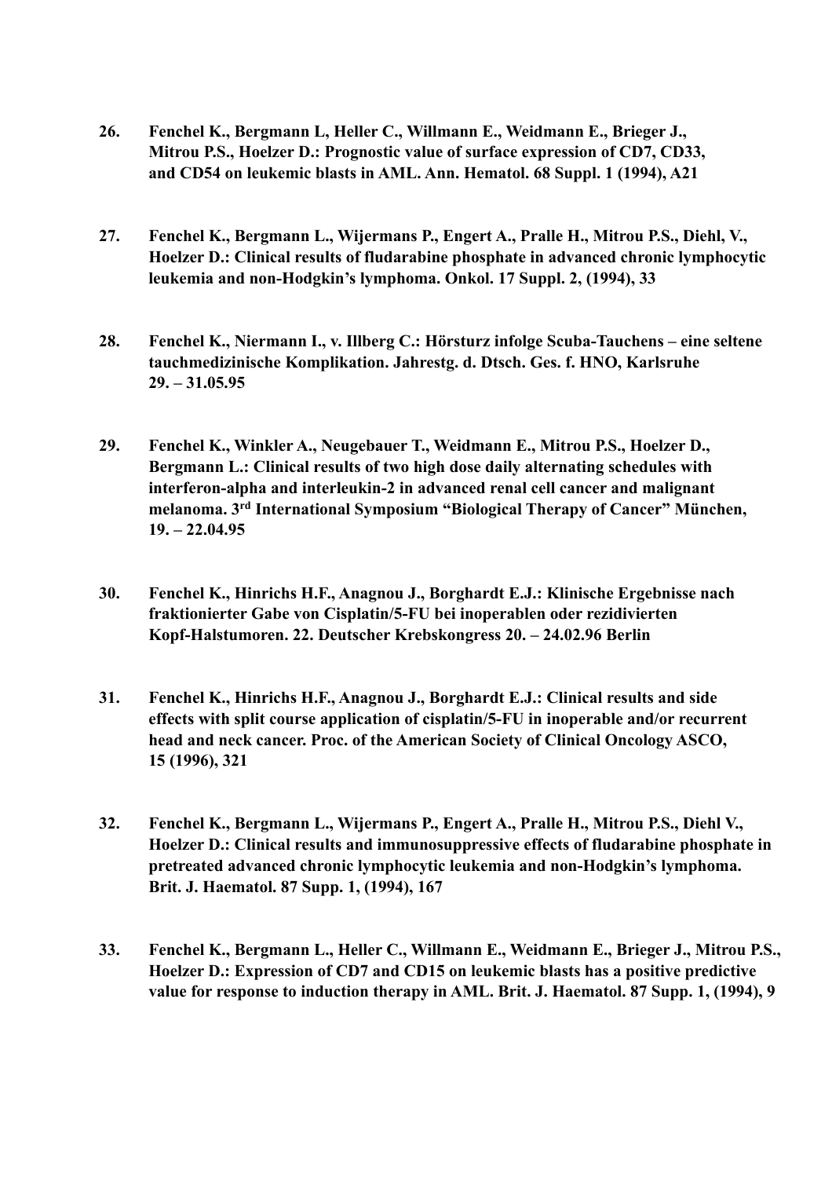26. **Fenchel K., Bergmann L, Heller C., Willmann E., Weidmann E., Brieger J., Mitrou P.S., Hoelzer D.: Prognostic value of surface expression of CD7, CD33, and CD54 on leukemic blasts in AML. Ann. Hematol. 68 Suppl. 1 (1994), A21**

27. **Fenchel K., Bergmann L., Wijermans P., Engert A., Pralle H., Mitrou P.S., Diehl, V., Hoelzer D.: Clinical results of fludarabine phosphate in advanced chronic lymphocytic leukemia and non-Hodgkin's lymphoma. Onkol. 17 Suppl. 2, (1994), 33**

28. **Fenchel K., Niermann I., v. Illberg C.: Hörsturz infolge Scuba-Tauchens – eine seltene tauchmedizinische Komplikation. Jahrestg. d. Dtsch. Ges. f. HNO, Karlsruhe 29. – 31.05.95**

29. **Fenchel K., Winkler A., Neugebauer T., Weidmann E., Mitrou P.S., Hoelzer D., Bergmann L.: Clinical results of two high dose daily alternating schedules with interferon-alpha and interleukin-2 in advanced renal cell cancer and malignant melanoma. 3rd International Symposium "Biological Therapy of Cancer" München, 19. – 22.04.95**

30. **Fenchel K., Hinrichs H.F., Anagnou J., Borghardt E.J.: Klinische Ergebnisse nach fraktionierter Gabe von Cisplatin/5-FU bei inoperablen oder rezidivierten Kopf-Halstumoren. 22. Deutscher Krebskongress 20. – 24.02.96 Berlin**

31. **Fenchel K., Hinrichs H.F., Anagnou J., Borghardt E.J.: Clinical results and side effects with split course application of cisplatin/5-FU in inoperable and/or recurrent head and neck cancer. Proc. of the American Society of Clinical Oncology ASCO, 15 (1996), 321**

32. **Fenchel K., Bergmann L., Wijermans P., Engert A., Pralle H., Mitrou P.S., Diehl V., Hoelzer D.: Clinical results and immunosuppressive effects of fludarabine phosphate in pretreated advanced chronic lymphocytic leukemia and non-Hodgkin's lymphoma. Brit. J. Haematol. 87 Supp. 1, (1994), 167**

33. **Fenchel K., Bergmann L., Heller C., Willmann E., Weidmann E., Brieger J., Mitrou P.S., Hoelzer D.: Expression of CD7 and CD15 on leukemic blasts has a positive predictive value for response to induction therapy in AML. Brit. J. Haematol. 87 Supp. 1, (1994), 9**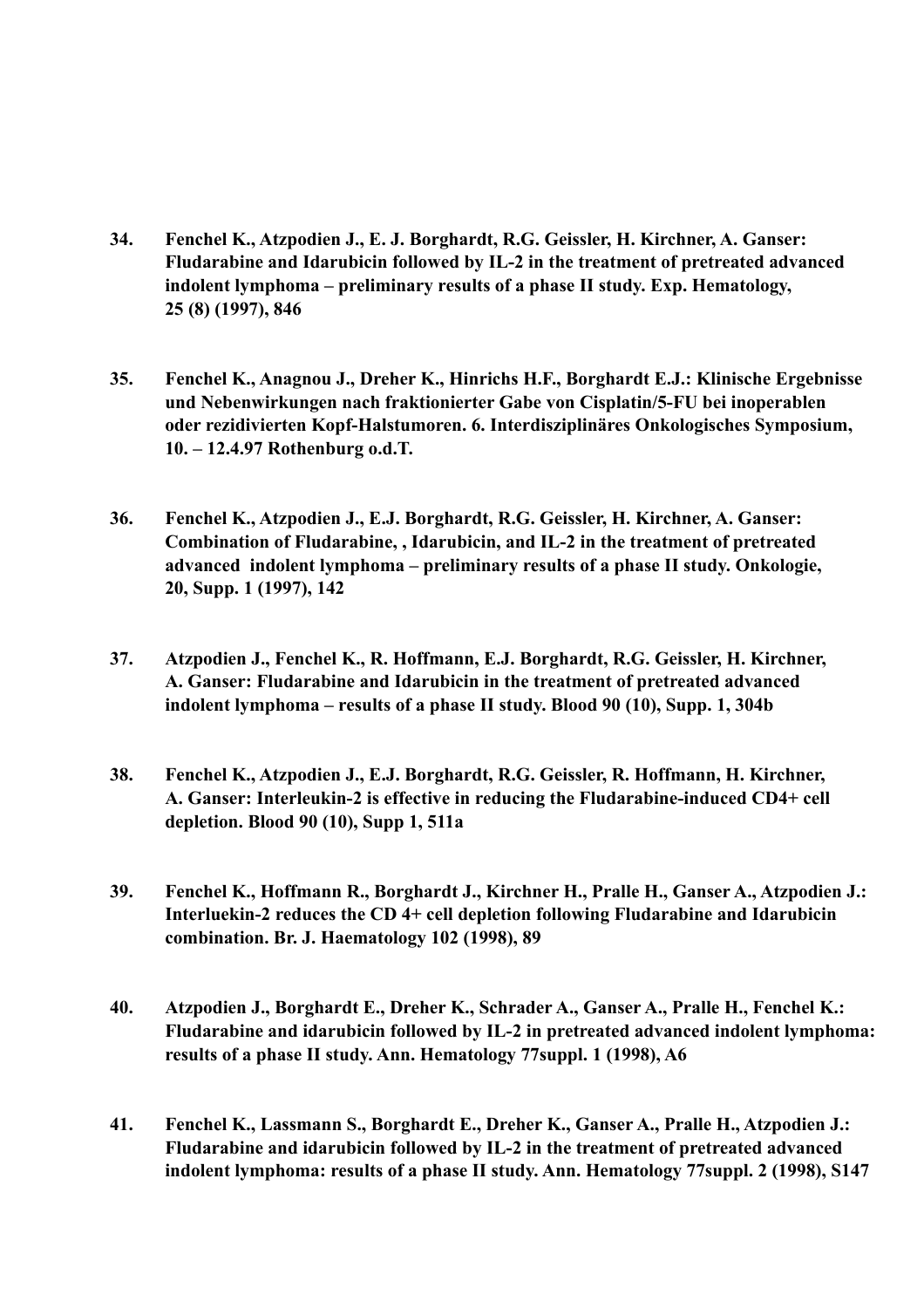34. **Fenchel K., Atzpodien J., E. J. Borghardt, R.G. Geissler, H. Kirchner, A. Ganser: Fludarabine and Idarubicin followed by IL-2 in the treatment of pretreated advanced indolent lymphoma – preliminary results of a phase II study. Exp. Hematology, 25 (8) (1997), 846**

35. **Fenchel K., Anagnou J., Dreher K., Hinrichs H.F., Borghardt E.J.: Klinische Ergebnisse und Nebenwirkungen nach fraktionierter Gabe von Cisplatin/5-FU bei inoperablen oder rezidivierten Kopf-Halstumoren. 6. Interdisziplinäres Onkologisches Symposium, 10. – 12.4.97 Rothenburg o.d.T.**

36. **Fenchel K., Atzpodien J., E.J. Borghardt, R.G. Geissler, H. Kirchner, A. Ganser: Combination of Fludarabine, , Idarubicin, and IL-2 in the treatment of pretreated advanced indolent lymphoma – preliminary results of a phase II study. Onkologie, 20, Supp. 1 (1997), 142**

37. **Atzpodien J., Fenchel K., R. Hoffmann, E.J. Borghardt, R.G. Geissler, H. Kirchner, A. Ganser: Fludarabine and Idarubicin in the treatment of pretreated advanced indolent lymphoma – results of a phase II study. Blood 90 (10), Supp. 1, 304b**

38. **Fenchel K., Atzpodien J., E.J. Borghardt, R.G. Geissler, R. Hoffmann, H. Kirchner, A. Ganser: Interleukin-2 is effective in reducing the Fludarabine-induced CD4+ cell depletion. Blood 90 (10), Supp 1, 511a**

39. **Fenchel K., Hoffmann R., Borghardt J., Kirchner H., Pralle H., Ganser A., Atzpodien J.: Interluekin-2 reduces the CD 4+ cell depletion following Fludarabine and Idarubicin combination. Br. J. Haematology 102 (1998), 89**

40. **Atzpodien J., Borghardt E., Dreher K., Schrader A., Ganser A., Pralle H., Fenchel K.: Fludarabine and idarubicin followed by IL-2 in pretreated advanced indolent lymphoma: results of a phase II study. Ann. Hematology 77suppl. 1 (1998), A6**

41. **Fenchel K., Lassmann S., Borghardt E., Dreher K., Ganser A., Pralle H., Atzpodien J.: Fludarabine and idarubicin followed by IL-2 in the treatment of pretreated advanced indolent lymphoma: results of a phase II study. Ann. Hematology 77suppl. 2 (1998), S147**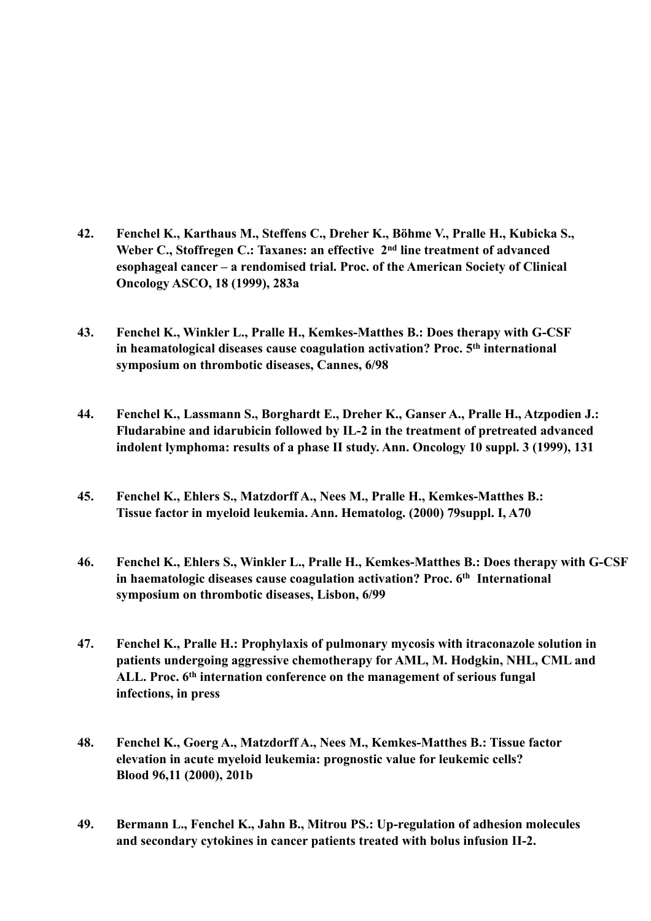42. **Fenchel K., Karthaus M., Steffens C., Dreher K., Böhme V., Pralle H., Kubicka S., Weber C., Stoffregen C.: Taxanes: an effective 2nd line treatment of advanced esophageal cancer – a rendomised trial. Proc. of the American Society of Clinical Oncology ASCO, 18 (1999), 283a**

43. **Fenchel K., Winkler L., Pralle H., Kemkes-Matthes B.: Does therapy with G-CSF in heamatological diseases cause coagulation activation? Proc. 5th international symposium on thrombotic diseases, Cannes, 6/98**

44. **Fenchel K., Lassmann S., Borghardt E., Dreher K., Ganser A., Pralle H., Atzpodien J.: Fludarabine and idarubicin followed by IL-2 in the treatment of pretreated advanced indolent lymphoma: results of a phase II study. Ann. Oncology 10 suppl. 3 (1999), 131**

45. **Fenchel K., Ehlers S., Matzdorff A., Nees M., Pralle H., Kemkes-Matthes B.: Tissue factor in myeloid leukemia. Ann. Hematolog. (2000) 79suppl. I, A70**

46. **Fenchel K., Ehlers S., Winkler L., Pralle H., Kemkes-Matthes B.: Does therapy with G-CSF in haematologic diseases cause coagulation activation? Proc. 6th International symposium on thrombotic diseases, Lisbon, 6/99**

47. **Fenchel K., Pralle H.: Prophylaxis of pulmonary mycosis with itraconazole solution in patients undergoing aggressive chemotherapy for AML, M. Hodgkin, NHL, CML and ALL. Proc. 6th internation conference on the management of serious fungal infections, in press**

48. **Fenchel K., Goerg A., Matzdorff A., Nees M., Kemkes-Matthes B.: Tissue factor elevation in acute myeloid leukemia: prognostic value for leukemic cells? Blood 96,11 (2000), 201b**

49. **Bermann L., Fenchel K., Jahn B., Mitrou PS.: Up-regulation of adhesion molecules and secondary cytokines in cancer patients treated with bolus infusion II-2.**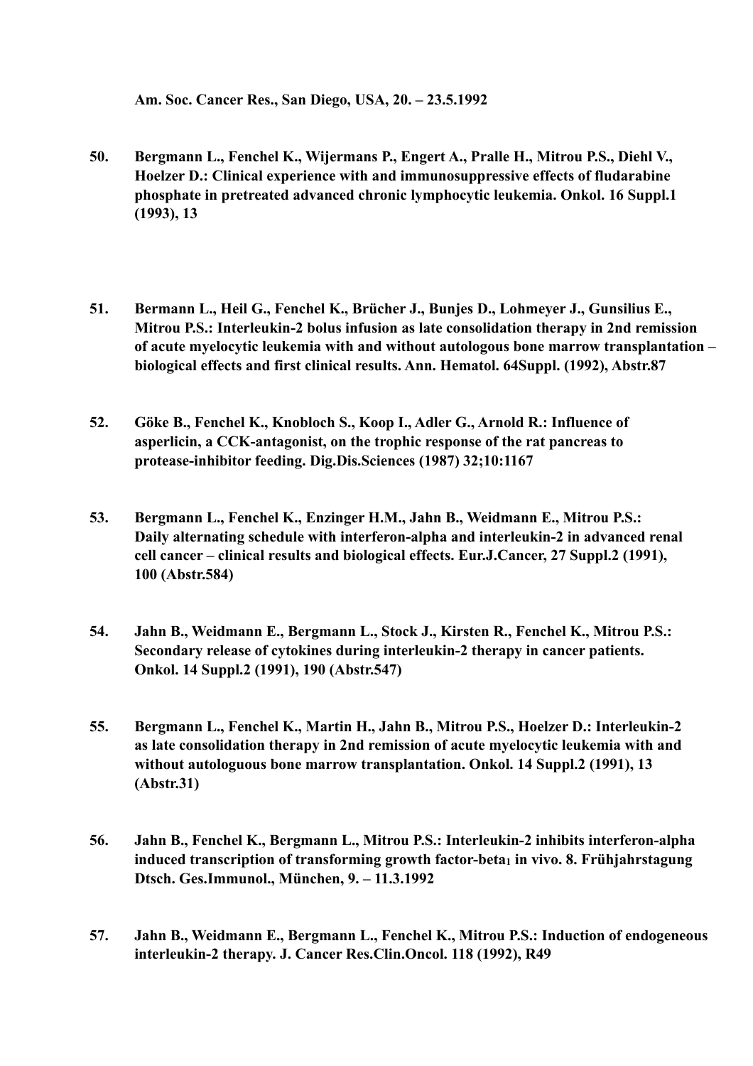**Am. Soc. Cancer Res., San Diego, USA, 20. – 23.5.1992**

**50. Bergmann L., Fenchel K., Wijermans P., Engert A., Pralle H., Mitrou P.S., Diehl V., Hoelzer D.: Clinical experience with and immunosuppressive effects of fludarabine phosphate in pretreated advanced chronic lymphocytic leukemia. Onkol. 16 Suppl.1 (1993), 13**

**51. Bermann L., Heil G., Fenchel K., Brücher J., Bunjes D., Lohmeyer J., Gunsilius E., Mitrou P.S.: Interleukin-2 bolus infusion as late consolidation therapy in 2nd remission of acute myelocytic leukemia with and without autologous bone marrow transplantation – biological effects and first clinical results. Ann. Hematol. 64Suppl. (1992), Abstr.87**

**52. Göke B., Fenchel K., Knobloch S., Koop I., Adler G., Arnold R.: Influence of asperlicin, a CCK-antagonist, on the trophic response of the rat pancreas to protease-inhibitor feeding. Dig.Dis.Sciences (1987) 32;10:1167**

**53. Bergmann L., Fenchel K., Enzinger H.M., Jahn B., Weidmann E., Mitrou P.S.: Daily alternating schedule with interferon-alpha and interleukin-2 in advanced renal cell cancer – clinical results and biological effects. Eur.J.Cancer, 27 Suppl.2 (1991), 100 (Abstr.584)**

**54. Jahn B., Weidmann E., Bergmann L., Stock J., Kirsten R., Fenchel K., Mitrou P.S.: Secondary release of cytokines during interleukin-2 therapy in cancer patients. Onkol. 14 Suppl.2 (1991), 190 (Abstr.547)**

**55. Bergmann L., Fenchel K., Martin H., Jahn B., Mitrou P.S., Hoelzer D.: Interleukin-2 as late consolidation therapy in 2nd remission of acute myelocytic leukemia with and without autologuous bone marrow transplantation. Onkol. 14 Suppl.2 (1991), 13 (Abstr.31)**

**56. Jahn B., Fenchel K., Bergmann L., Mitrou P.S.: Interleukin-2 inhibits interferon-alpha induced transcription of transforming growth factor-beta$_1$ in vivo. 8. Frühjahrstagung Dtsch. Ges.Immunol., München, 9. – 11.3.1992**

**57. Jahn B., Weidmann E., Bergmann L., Fenchel K., Mitrou P.S.: Induction of endogeneous interleukin-2 therapy. J. Cancer Res.Clin.Oncol. 118 (1992), R49**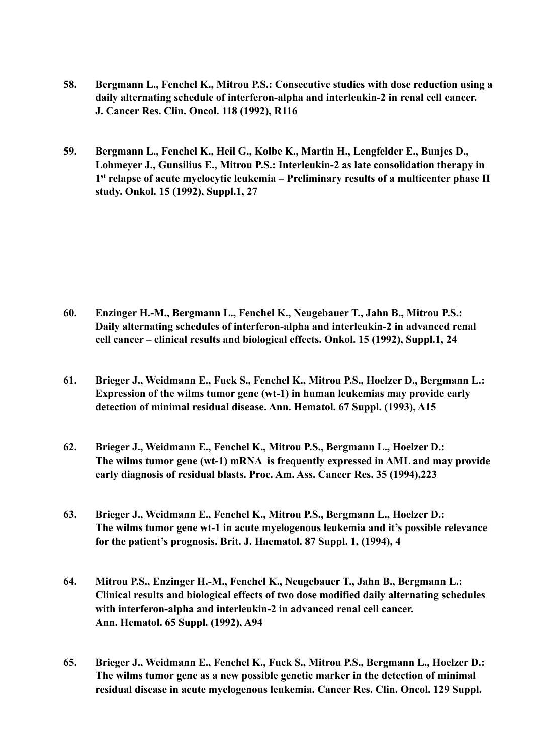**58. Bergmann L., Fenchel K., Mitrou P.S.: Consecutive studies with dose reduction using a daily alternating schedule of interferon-alpha and interleukin-2 in renal cell cancer. J. Cancer Res. Clin. Oncol. 118 (1992), R116**

**59. Bergmann L., Fenchel K., Heil G., Kolbe K., Martin H., Lengfelder E., Bunjes D., Lohmeyer J., Gunsilius E., Mitrou P.S.: Interleukin-2 as late consolidation therapy in 1[st] relapse of acute myelocytic leukemia – Preliminary results of a multicenter phase II study. Onkol. 15 (1992), Suppl.1, 27**

**60. Enzinger H.-M., Bergmann L., Fenchel K., Neugebauer T., Jahn B., Mitrou P.S.: Daily alternating schedules of interferon-alpha and interleukin-2 in advanced renal cell cancer – clinical results and biological effects. Onkol. 15 (1992), Suppl.1, 24**

**61. Brieger J., Weidmann E., Fuck S., Fenchel K., Mitrou P.S., Hoelzer D., Bergmann L.: Expression of the wilms tumor gene (wt-1) in human leukemias may provide early detection of minimal residual disease. Ann. Hematol. 67 Suppl. (1993), A15**

**62. Brieger J., Weidmann E., Fenchel K., Mitrou P.S., Bergmann L., Hoelzer D.: The wilms tumor gene (wt-1) mRNA is frequently expressed in AML and may provide early diagnosis of residual blasts. Proc. Am. Ass. Cancer Res. 35 (1994),223**

**63. Brieger J., Weidmann E., Fenchel K., Mitrou P.S., Bergmann L., Hoelzer D.: The wilms tumor gene wt-1 in acute myelogenous leukemia and it's possible relevance for the patient's prognosis. Brit. J. Haematol. 87 Suppl. 1, (1994), 4**

**64. Mitrou P.S., Enzinger H.-M., Fenchel K., Neugebauer T., Jahn B., Bergmann L.: Clinical results and biological effects of two dose modified daily alternating schedules with interferon-alpha and interleukin-2 in advanced renal cell cancer. Ann. Hematol. 65 Suppl. (1992), A94**

**65. Brieger J., Weidmann E., Fenchel K., Fuck S., Mitrou P.S., Bergmann L., Hoelzer D.: The wilms tumor gene as a new possible genetic marker in the detection of minimal residual disease in acute myelogenous leukemia. Cancer Res. Clin. Oncol. 129 Suppl.**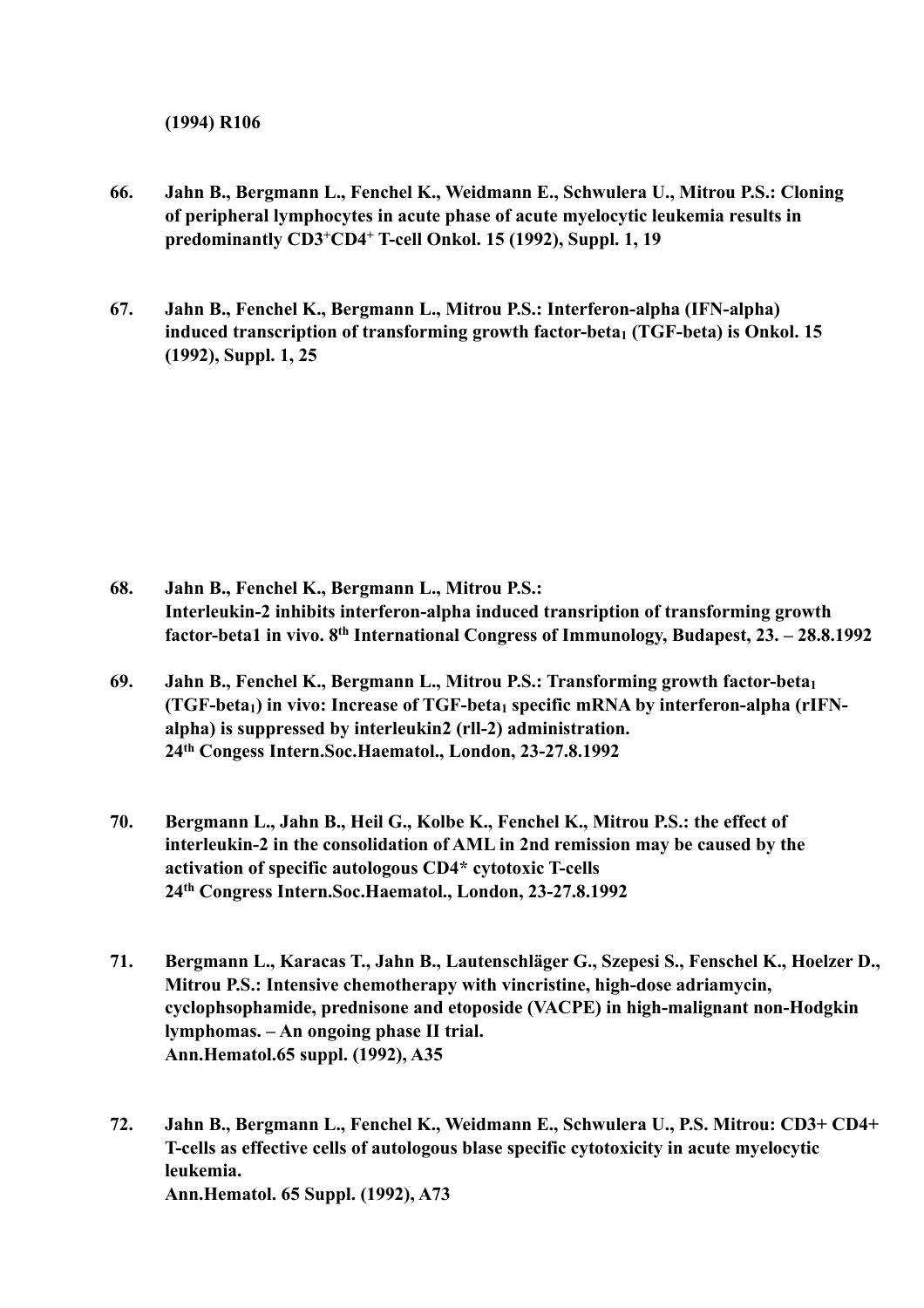**(1994) R106**

**66. Jahn B., Bergmann L., Fenchel K., Weidmann E., Schwulera U., Mitrou P.S.: Cloning of peripheral lymphocytes in acute phase of acute myelocytic leukemia results in predominantly $CD3^{+}CD4^{+}$ T-cell Onkol. 15 (1992), Suppl. 1, 19**

**67. Jahn B., Fenchel K., Bergmann L., Mitrou P.S.: Interferon-alpha (IFN-alpha) induced transcription of transforming growth factor-$beta_1$ (TGF-beta) is Onkol. 15 (1992), Suppl. 1, 25**

**68. Jahn B., Fenchel K., Bergmann L., Mitrou P.S.: Interleukin-2 inhibits interferon-alpha induced transription of transforming growth factor-beta1 in vivo. 8th International Congress of Immunology, Budapest, 23. – 28.8.1992**

**69. Jahn B., Fenchel K., Bergmann L., Mitrou P.S.: Transforming growth factor-$beta_1$ (TGF-$beta_1$) in vivo: Increase of TGF-$beta_1$ specific mRNA by interferon-alpha (rIFN-alpha) is suppressed by interleukin2 (rll-2) administration. 24th Congess Intern.Soc.Haematol., London, 23-27.8.1992**

**70. Bergmann L., Jahn B., Heil G., Kolbe K., Fenchel K., Mitrou P.S.: the effect of interleukin-2 in the consolidation of AML in 2nd remission may be caused by the activation of specific autologous CD4* cytotoxic T-cells 24th Congress Intern.Soc.Haematol., London, 23-27.8.1992**

**71. Bergmann L., Karacas T., Jahn B., Lautenschläger G., Szepesi S., Fenschel K., Hoelzer D., Mitrou P.S.: Intensive chemotherapy with vincristine, high-dose adriamycin, cyclophsophamide, prednisone and etoposide (VACPE) in high-malignant non-Hodgkin lymphomas. – An ongoing phase II trial. Ann.Hematol.65 suppl. (1992), A35**

**72. Jahn B., Bergmann L., Fenchel K., Weidmann E., Schwulera U., P.S. Mitrou: CD3+ CD4+ T-cells as effective cells of autologous blase specific cytotoxicity in acute myelocytic leukemia. Ann.Hematol. 65 Suppl. (1992), A73**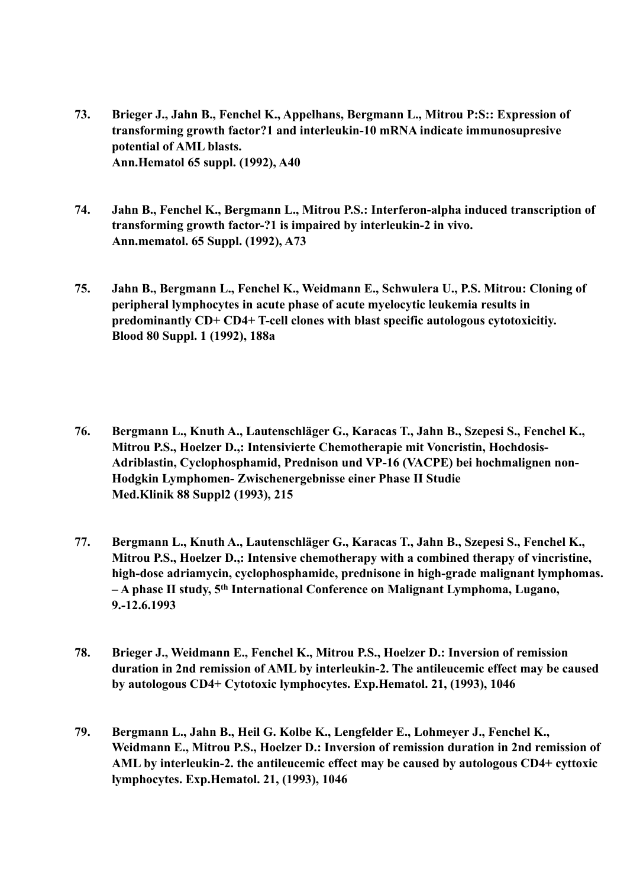**73. Brieger J., Jahn B., Fenchel K., Appelhans, Bergmann L., Mitrou P:S:: Expression of transforming growth factor?1 and interleukin-10 mRNA indicate immunosupresive potential of AML blasts.**
**Ann.Hematol 65 suppl. (1992), A40**

**74. Jahn B., Fenchel K., Bergmann L., Mitrou P.S.: Interferon-alpha induced transcription of transforming growth factor-?1 is impaired by interleukin-2 in vivo.**
**Ann.mematol. 65 Suppl. (1992), A73**

**75. Jahn B., Bergmann L., Fenchel K., Weidmann E., Schwulera U., P.S. Mitrou: Cloning of peripheral lymphocytes in acute phase of acute myelocytic leukemia results in predominantly CD+ CD4+ T-cell clones with blast specific autologous cytotoxicitiy.**
**Blood 80 Suppl. 1 (1992), 188a**

**76. Bergmann L., Knuth A., Lautenschläger G., Karacas T., Jahn B., Szepesi S., Fenchel K., Mitrou P.S., Hoelzer D.,: Intensivierte Chemotherapie mit Voncristin, Hochdosis-Adriblastin, Cyclophosphamid, Prednison und VP-16 (VACPE) bei hochmalignen non-Hodgkin Lymphomen- Zwischenergebnisse einer Phase II Studie**
**Med.Klinik 88 Suppl2 (1993), 215**

**77. Bergmann L., Knuth A., Lautenschläger G., Karacas T., Jahn B., Szepesi S., Fenchel K., Mitrou P.S., Hoelzer D.,: Intensive chemotherapy with a combined therapy of vincristine, high-dose adriamycin, cyclophosphamide, prednisone in high-grade malignant lymphomas. – A phase II study, 5th International Conference on Malignant Lymphoma, Lugano, 9.-12.6.1993**

**78. Brieger J., Weidmann E., Fenchel K., Mitrou P.S., Hoelzer D.: Inversion of remission duration in 2nd remission of AML by interleukin-2. The antileucemic effect may be caused by autologous CD4+ Cytotoxic lymphocytes. Exp.Hematol. 21, (1993), 1046**

**79. Bergmann L., Jahn B., Heil G. Kolbe K., Lengfelder E., Lohmeyer J., Fenchel K., Weidmann E., Mitrou P.S., Hoelzer D.: Inversion of remission duration in 2nd remission of AML by interleukin-2. the antileucemic effect may be caused by autologous CD4+ cyttoxic lymphocytes. Exp.Hematol. 21, (1993), 1046**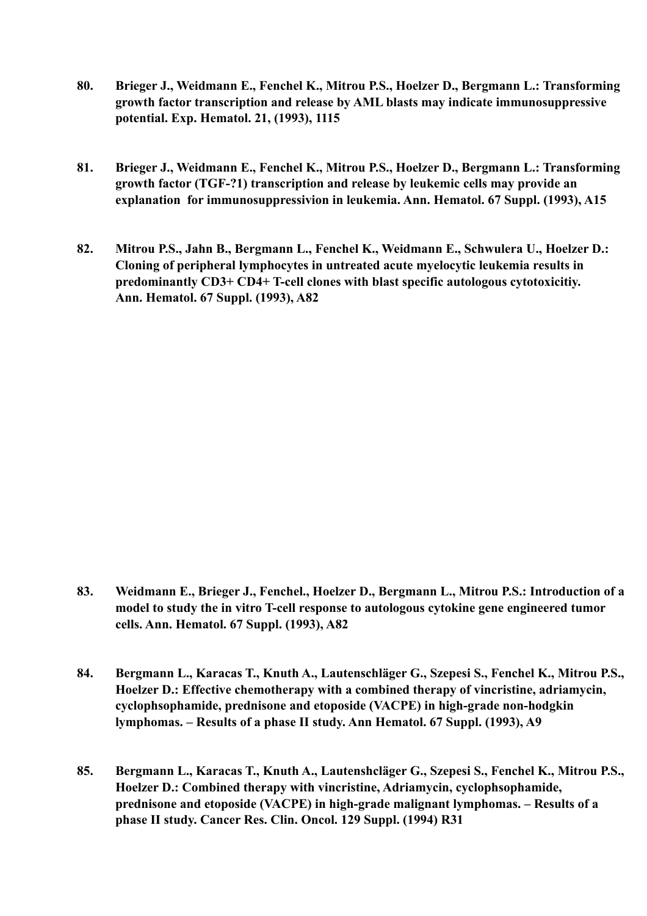80. **Brieger J., Weidmann E., Fenchel K., Mitrou P.S., Hoelzer D., Bergmann L.: Transforming growth factor transcription and release by AML blasts may indicate immunosuppressive potential. Exp. Hematol. 21, (1993), 1115**

81. **Brieger J., Weidmann E., Fenchel K., Mitrou P.S., Hoelzer D., Bergmann L.: Transforming growth factor (TGF-?1) transcription and release by leukemic cells may provide an explanation for immunosuppressivion in leukemia. Ann. Hematol. 67 Suppl. (1993), A15**

82. **Mitrou P.S., Jahn B., Bergmann L., Fenchel K., Weidmann E., Schwulera U., Hoelzer D.: Cloning of peripheral lymphocytes in untreated acute myelocytic leukemia results in predominantly CD3+ CD4+ T-cell clones with blast specific autologous cytotoxicitiy. Ann. Hematol. 67 Suppl. (1993), A82**

83. **Weidmann E., Brieger J., Fenchel., Hoelzer D., Bergmann L., Mitrou P.S.: Introduction of a model to study the in vitro T-cell response to autologous cytokine gene engineered tumor cells. Ann. Hematol. 67 Suppl. (1993), A82**

84. **Bergmann L., Karacas T., Knuth A., Lautenschläger G., Szepesi S., Fenchel K., Mitrou P.S., Hoelzer D.: Effective chemotherapy with a combined therapy of vincristine, adriamycin, cyclophsophamide, prednisone and etoposide (VACPE) in high-grade non-hodgkin lymphomas. – Results of a phase II study. Ann Hematol. 67 Suppl. (1993), A9**

85. **Bergmann L., Karacas T., Knuth A., Lautenshcläger G., Szepesi S., Fenchel K., Mitrou P.S., Hoelzer D.: Combined therapy with vincristine, Adriamycin, cyclophsophamide, prednisone and etoposide (VACPE) in high-grade malignant lymphomas. – Results of a phase II study. Cancer Res. Clin. Oncol. 129 Suppl. (1994) R31**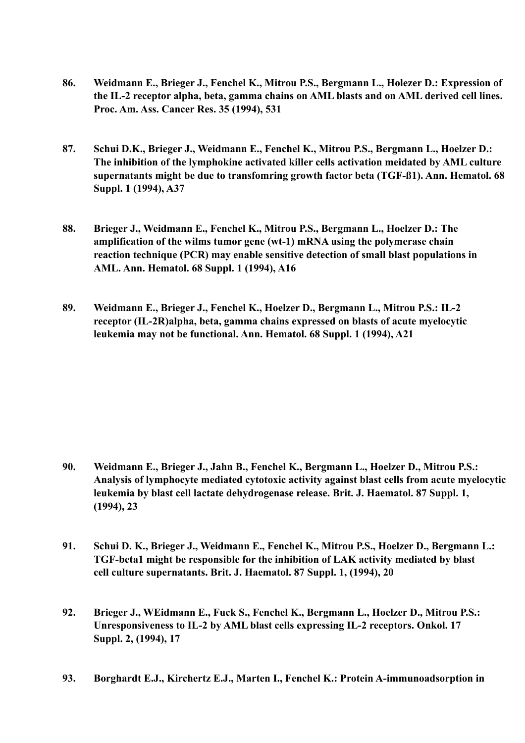**86. Weidmann E., Brieger J., Fenchel K., Mitrou P.S., Bergmann L., Holezer D.: Expression of the IL-2 receptor alpha, beta, gamma chains on AML blasts and on AML derived cell lines. Proc. Am. Ass. Cancer Res. 35 (1994), 531**

**87. Schui D.K., Brieger J., Weidmann E., Fenchel K., Mitrou P.S., Bergmann L., Hoelzer D.: The inhibition of the lymphokine activated killer cells activation meidated by AML culture supernatants might be due to transfomring growth factor beta (TGF-ß1). Ann. Hematol. 68 Suppl. 1 (1994), A37**

**88. Brieger J., Weidmann E., Fenchel K., Mitrou P.S., Bergmann L., Hoelzer D.: The amplification of the wilms tumor gene (wt-1) mRNA using the polymerase chain reaction technique (PCR) may enable sensitive detection of small blast populations in AML. Ann. Hematol. 68 Suppl. 1 (1994), A16**

**89. Weidmann E., Brieger J., Fenchel K., Hoelzer D., Bergmann L., Mitrou P.S.: IL-2 receptor (IL-2R)alpha, beta, gamma chains expressed on blasts of acute myelocytic leukemia may not be functional. Ann. Hematol. 68 Suppl. 1 (1994), A21**

**90. Weidmann E., Brieger J., Jahn B., Fenchel K., Bergmann L., Hoelzer D., Mitrou P.S.: Analysis of lymphocyte mediated cytotoxic activity against blast cells from acute myelocytic leukemia by blast cell lactate dehydrogenase release. Brit. J. Haematol. 87 Suppl. 1, (1994), 23**

**91. Schui D. K., Brieger J., Weidmann E., Fenchel K., Mitrou P.S., Hoelzer D., Bergmann L.: TGF-beta1 might be responsible for the inhibition of LAK activity mediated by blast cell culture supernatants. Brit. J. Haematol. 87 Suppl. 1, (1994), 20**

**92. Brieger J., WEidmann E., Fuck S., Fenchel K., Bergmann L., Hoelzer D., Mitrou P.S.: Unresponsiveness to IL-2 by AML blast cells expressing IL-2 receptors. Onkol. 17 Suppl. 2, (1994), 17**

**93. Borghardt E.J., Kirchertz E.J., Marten I., Fenchel K.: Protein A-immunoadsorption in**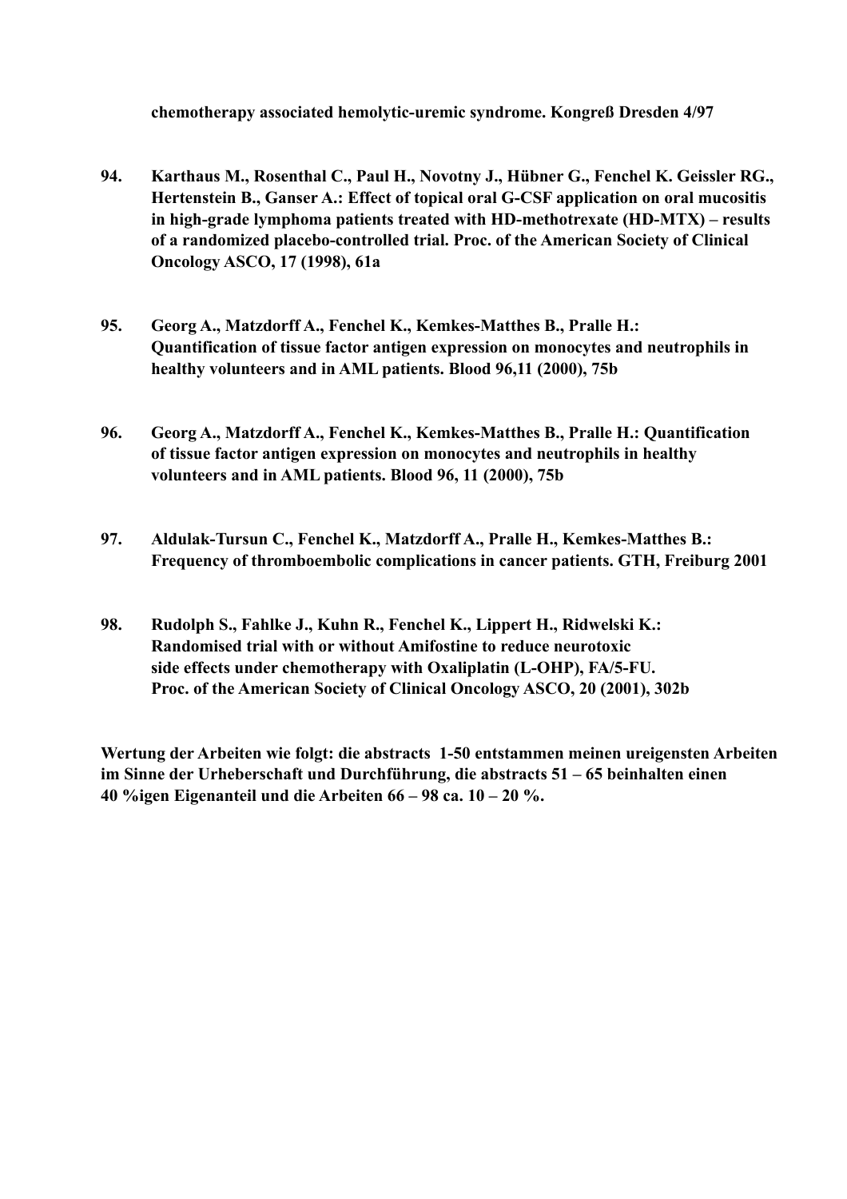**chemotherapy associated hemolytic-uremic syndrome. Kongreß Dresden 4/97**

**94.** **Karthaus M., Rosenthal C., Paul H., Novotny J., Hübner G., Fenchel K. Geissler RG., Hertenstein B., Ganser A.: Effect of topical oral G-CSF application on oral mucositis in high-grade lymphoma patients treated with HD-methotrexate (HD-MTX) – results of a randomized placebo-controlled trial. Proc. of the American Society of Clinical Oncology ASCO, 17 (1998), 61a**

**95.** **Georg A., Matzdorff A., Fenchel K., Kemkes-Matthes B., Pralle H.: Quantification of tissue factor antigen expression on monocytes and neutrophils in healthy volunteers and in AML patients. Blood 96,11 (2000), 75b**

**96.** **Georg A., Matzdorff A., Fenchel K., Kemkes-Matthes B., Pralle H.: Quantification of tissue factor antigen expression on monocytes and neutrophils in healthy volunteers and in AML patients. Blood 96, 11 (2000), 75b**

**97.** **Aldulak-Tursun C., Fenchel K., Matzdorff A., Pralle H., Kemkes-Matthes B.: Frequency of thromboembolic complications in cancer patients. GTH, Freiburg 2001**

**98.** **Rudolph S., Fahlke J., Kuhn R., Fenchel K., Lippert H., Ridwelski K.: Randomised trial with or without Amifostine to reduce neurotoxic side effects under chemotherapy with Oxaliplatin (L-OHP), FA/5-FU. Proc. of the American Society of Clinical Oncology ASCO, 20 (2001), 302b**

**Wertung der Arbeiten wie folgt: die abstracts 1-50 entstammen meinen ureigensten Arbeiten im Sinne der Urheberschaft und Durchführung, die abstracts 51 – 65 beinhalten einen 40 %igen Eigenanteil und die Arbeiten 66 – 98 ca. 10 – 20 %.**